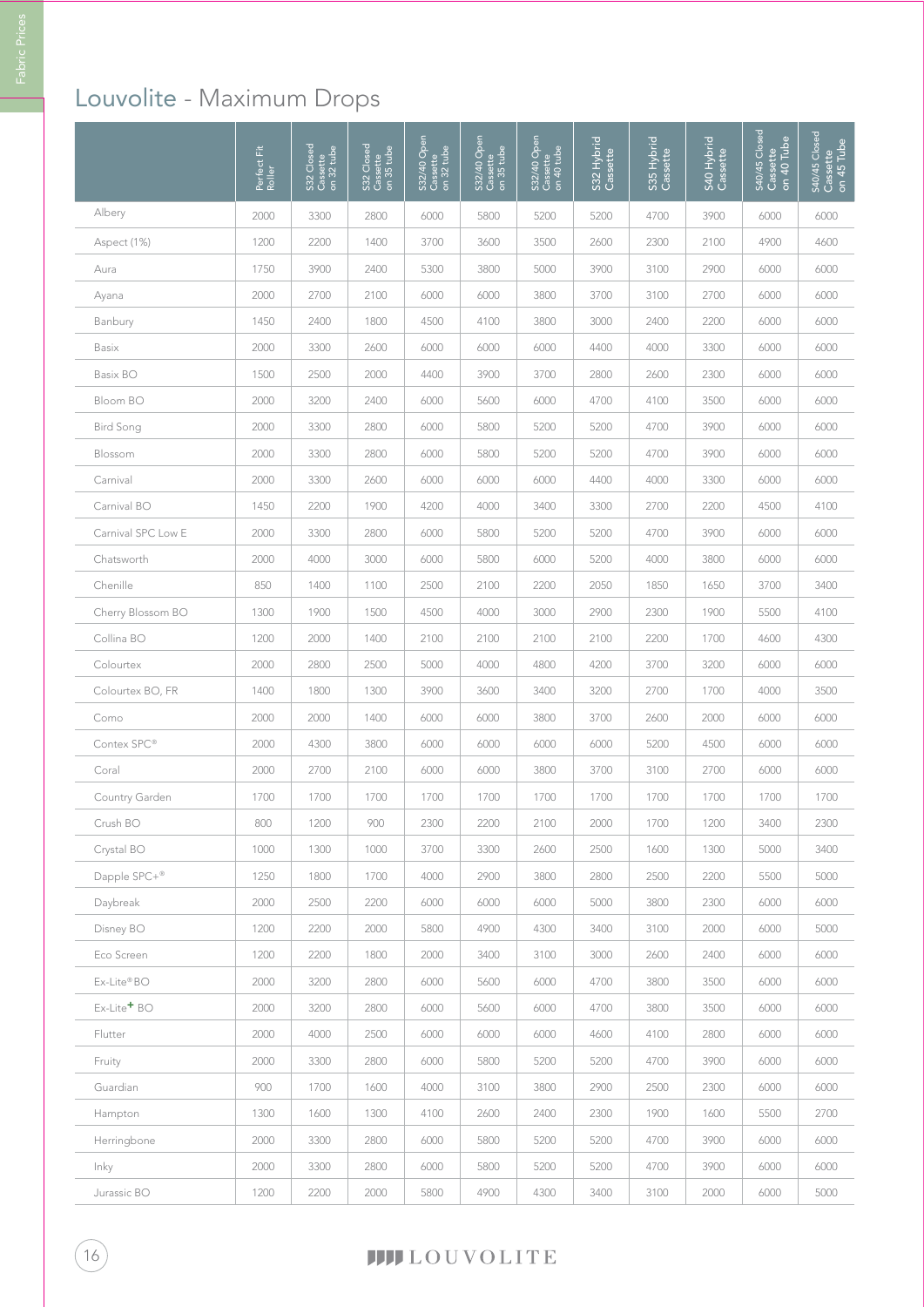# Louvolite - Maximum Drops

| | Perfect Fit Roller | S32 Closed Cassette on 32 tube | S32 Closed Cassette on 35 tube | S32/40 Open Cassette on 32 tube | S32/40 Open Cassette on 35 tube | S32/40 Open Cassette on 40 tube | S32 Hybrid Cassette | S35 Hybrid Cassette | S40 Hybrid Cassette | S40/45 Closed Cassette on 40 Tube | S40/45 Closed Cassette on 45 Tube |
|---|---|---|---|---|---|---|---|---|---|---|---|
| Albery | 2000 | 3300 | 2800 | 6000 | 5800 | 5200 | 5200 | 4700 | 3900 | 6000 | 6000 |
| Aspect (1%) | 1200 | 2200 | 1400 | 3700 | 3600 | 3500 | 2600 | 2300 | 2100 | 4900 | 4600 |
| Aura | 1750 | 3900 | 2400 | 5300 | 3800 | 5000 | 3900 | 3100 | 2900 | 6000 | 6000 |
| Ayana | 2000 | 2700 | 2100 | 6000 | 6000 | 3800 | 3700 | 3100 | 2700 | 6000 | 6000 |
| Banbury | 1450 | 2400 | 1800 | 4500 | 4100 | 3800 | 3000 | 2400 | 2200 | 6000 | 6000 |
| Basix | 2000 | 3300 | 2600 | 6000 | 6000 | 6000 | 4400 | 4000 | 3300 | 6000 | 6000 |
| Basix BO | 1500 | 2500 | 2000 | 4400 | 3900 | 3700 | 2800 | 2600 | 2300 | 6000 | 6000 |
| Bloom BO | 2000 | 3200 | 2400 | 6000 | 5600 | 6000 | 4700 | 4100 | 3500 | 6000 | 6000 |
| Bird Song | 2000 | 3300 | 2800 | 6000 | 5800 | 5200 | 5200 | 4700 | 3900 | 6000 | 6000 |
| Blossom | 2000 | 3300 | 2800 | 6000 | 5800 | 5200 | 5200 | 4700 | 3900 | 6000 | 6000 |
| Carnival | 2000 | 3300 | 2600 | 6000 | 6000 | 6000 | 4400 | 4000 | 3300 | 6000 | 6000 |
| Carnival BO | 1450 | 2200 | 1900 | 4200 | 4000 | 3400 | 3300 | 2700 | 2200 | 4500 | 4100 |
| Carnival SPC Low E | 2000 | 3300 | 2800 | 6000 | 5800 | 5200 | 5200 | 4700 | 3900 | 6000 | 6000 |
| Chatsworth | 2000 | 4000 | 3000 | 6000 | 5800 | 6000 | 5200 | 4000 | 3800 | 6000 | 6000 |
| Chenille | 850 | 1400 | 1100 | 2500 | 2100 | 2200 | 2050 | 1850 | 1650 | 3700 | 3400 |
| Cherry Blossom BO | 1300 | 1900 | 1500 | 4500 | 4000 | 3000 | 2900 | 2300 | 1900 | 5500 | 4100 |
| Collina BO | 1200 | 2000 | 1400 | 2100 | 2100 | 2100 | 2100 | 2200 | 1700 | 4600 | 4300 |
| Colourtex | 2000 | 2800 | 2500 | 5000 | 4000 | 4800 | 4200 | 3700 | 3200 | 6000 | 6000 |
| Colourtex BO, FR | 1400 | 1800 | 1300 | 3900 | 3600 | 3400 | 3200 | 2700 | 1700 | 4000 | 3500 |
| Como | 2000 | 2000 | 1400 | 6000 | 6000 | 3800 | 3700 | 2600 | 2000 | 6000 | 6000 |
| Contex SPC® | 2000 | 4300 | 3800 | 6000 | 6000 | 6000 | 6000 | 5200 | 4500 | 6000 | 6000 |
| Coral | 2000 | 2700 | 2100 | 6000 | 6000 | 3800 | 3700 | 3100 | 2700 | 6000 | 6000 |
| Country Garden | 1700 | 1700 | 1700 | 1700 | 1700 | 1700 | 1700 | 1700 | 1700 | 1700 | 1700 |
| Crush BO | 800 | 1200 | 900 | 2300 | 2200 | 2100 | 2000 | 1700 | 1200 | 3400 | 2300 |
| Crystal BO | 1000 | 1300 | 1000 | 3700 | 3300 | 2600 | 2500 | 1600 | 1300 | 5000 | 3400 |
| Dapple SPC+® | 1250 | 1800 | 1700 | 4000 | 2900 | 3800 | 2800 | 2500 | 2200 | 5500 | 5000 |
| Daybreak | 2000 | 2500 | 2200 | 6000 | 6000 | 6000 | 5000 | 3800 | 2300 | 6000 | 6000 |
| Disney BO | 1200 | 2200 | 2000 | 5800 | 4900 | 4300 | 3400 | 3100 | 2000 | 6000 | 5000 |
| Eco Screen | 1200 | 2200 | 1800 | 2000 | 3400 | 3100 | 3000 | 2600 | 2400 | 6000 | 6000 |
| Ex-Lite® BO | 2000 | 3200 | 2800 | 6000 | 5600 | 6000 | 4700 | 3800 | 3500 | 6000 | 6000 |
| Ex-Lite+ BO | 2000 | 3200 | 2800 | 6000 | 5600 | 6000 | 4700 | 3800 | 3500 | 6000 | 6000 |
| Flutter | 2000 | 4000 | 2500 | 6000 | 6000 | 6000 | 4600 | 4100 | 2800 | 6000 | 6000 |
| Fruity | 2000 | 3300 | 2800 | 6000 | 5800 | 5200 | 5200 | 4700 | 3900 | 6000 | 6000 |
| Guardian | 900 | 1700 | 1600 | 4000 | 3100 | 3800 | 2900 | 2500 | 2300 | 6000 | 6000 |
| Hampton | 1300 | 1600 | 1300 | 4100 | 2600 | 2400 | 2300 | 1900 | 1600 | 5500 | 2700 |
| Herringbone | 2000 | 3300 | 2800 | 6000 | 5800 | 5200 | 5200 | 4700 | 3900 | 6000 | 6000 |
| Inky | 2000 | 3300 | 2800 | 6000 | 5800 | 5200 | 5200 | 4700 | 3900 | 6000 | 6000 |
| Jurassic BO | 1200 | 2200 | 2000 | 5800 | 4900 | 4300 | 3400 | 3100 | 2000 | 6000 | 5000 |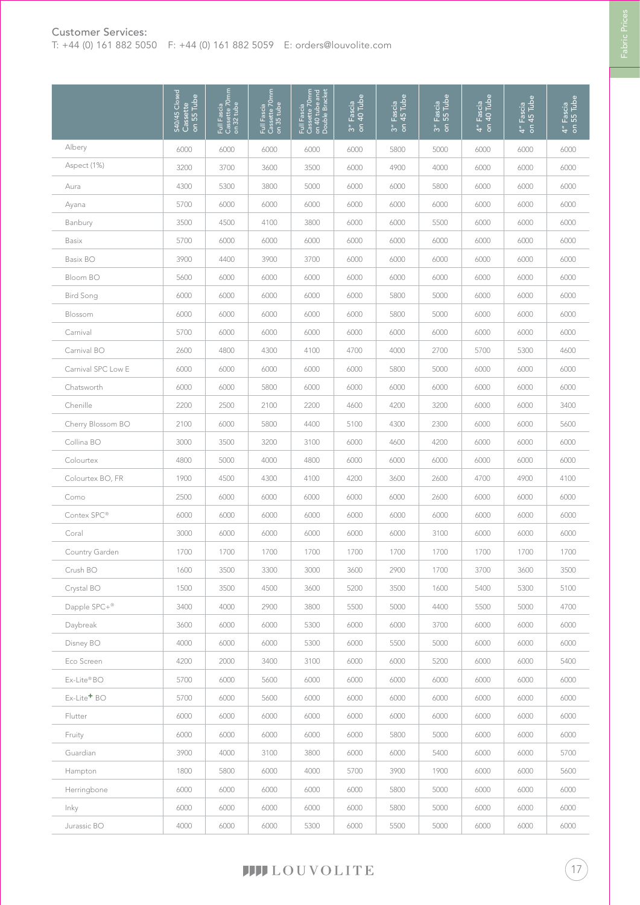Customer Services:
T: +44 (0) 161 882 5050 F: +44 (0) 161 882 5059 E: orders@louvolite.com

| | S40/45 Closed Cassette on 55 Tube | Full Fascia Cassette 70mm on 32 tube | Full Fascia Cassette 70mm on 35 tube | Full Fascia Cassette 70mm on 40 tube and Double Bracket | 3" Fascia on 40 Tube | 3" Fascia on 45 Tube | 3" Fascia on 55 Tube | 4" Fascia on 40 Tube | 4" Fascia on 45 Tube | 4" Fascia on 55 Tube |
|---|---|---|---|---|---|---|---|---|---|---|
| Albery | 6000 | 6000 | 6000 | 6000 | 6000 | 5800 | 5000 | 6000 | 6000 | 6000 |
| Aspect (1%) | 3200 | 3700 | 3600 | 3500 | 6000 | 4900 | 4000 | 6000 | 6000 | 6000 |
| Aura | 4300 | 5300 | 3800 | 5000 | 6000 | 6000 | 5800 | 6000 | 6000 | 6000 |
| Ayana | 5700 | 6000 | 6000 | 6000 | 6000 | 6000 | 6000 | 6000 | 6000 | 6000 |
| Banbury | 3500 | 4500 | 4100 | 3800 | 6000 | 6000 | 5500 | 6000 | 6000 | 6000 |
| Basix | 5700 | 6000 | 6000 | 6000 | 6000 | 6000 | 6000 | 6000 | 6000 | 6000 |
| Basix BO | 3900 | 4400 | 3900 | 3700 | 6000 | 6000 | 6000 | 6000 | 6000 | 6000 |
| Bloom BO | 5600 | 6000 | 6000 | 6000 | 6000 | 6000 | 6000 | 6000 | 6000 | 6000 |
| Bird Song | 6000 | 6000 | 6000 | 6000 | 6000 | 5800 | 5000 | 6000 | 6000 | 6000 |
| Blossom | 6000 | 6000 | 6000 | 6000 | 6000 | 5800 | 5000 | 6000 | 6000 | 6000 |
| Carnival | 5700 | 6000 | 6000 | 6000 | 6000 | 6000 | 6000 | 6000 | 6000 | 6000 |
| Carnival BO | 2600 | 4800 | 4300 | 4100 | 4700 | 4000 | 2700 | 5700 | 5300 | 4600 |
| Carnival SPC Low E | 6000 | 6000 | 6000 | 6000 | 6000 | 5800 | 5000 | 6000 | 6000 | 6000 |
| Chatsworth | 6000 | 6000 | 5800 | 6000 | 6000 | 6000 | 6000 | 6000 | 6000 | 6000 |
| Chenille | 2200 | 2500 | 2100 | 2200 | 4600 | 4200 | 3200 | 6000 | 6000 | 3400 |
| Cherry Blossom BO | 2100 | 6000 | 5800 | 4400 | 5100 | 4300 | 2300 | 6000 | 6000 | 5600 |
| Collina BO | 3000 | 3500 | 3200 | 3100 | 6000 | 4600 | 4200 | 6000 | 6000 | 6000 |
| Colourtex | 4800 | 5000 | 4000 | 4800 | 6000 | 6000 | 6000 | 6000 | 6000 | 6000 |
| Colourtex BO, FR | 1900 | 4500 | 4300 | 4100 | 4200 | 3600 | 2600 | 4700 | 4900 | 4100 |
| Como | 2500 | 6000 | 6000 | 6000 | 6000 | 6000 | 2600 | 6000 | 6000 | 6000 |
| Contex SPC® | 6000 | 6000 | 6000 | 6000 | 6000 | 6000 | 6000 | 6000 | 6000 | 6000 |
| Coral | 3000 | 6000 | 6000 | 6000 | 6000 | 6000 | 3100 | 6000 | 6000 | 6000 |
| Country Garden | 1700 | 1700 | 1700 | 1700 | 1700 | 1700 | 1700 | 1700 | 1700 | 1700 |
| Crush BO | 1600 | 3500 | 3300 | 3000 | 3600 | 2900 | 1700 | 3700 | 3600 | 3500 |
| Crystal BO | 1500 | 3500 | 4500 | 3600 | 5200 | 3500 | 1600 | 5400 | 5300 | 5100 |
| Dapple SPC+® | 3400 | 4000 | 2900 | 3800 | 5500 | 5000 | 4400 | 5500 | 5000 | 4700 |
| Daybreak | 3600 | 6000 | 6000 | 5300 | 6000 | 6000 | 3700 | 6000 | 6000 | 6000 |
| Disney BO | 4000 | 6000 | 6000 | 5300 | 6000 | 5500 | 5000 | 6000 | 6000 | 6000 |
| Eco Screen | 4200 | 2000 | 3400 | 3100 | 6000 | 6000 | 5200 | 6000 | 6000 | 5400 |
| Ex-Lite® BO | 5700 | 6000 | 5600 | 6000 | 6000 | 6000 | 6000 | 6000 | 6000 | 6000 |
| Ex-Lite+ BO | 5700 | 6000 | 5600 | 6000 | 6000 | 6000 | 6000 | 6000 | 6000 | 6000 |
| Flutter | 6000 | 6000 | 6000 | 6000 | 6000 | 6000 | 6000 | 6000 | 6000 | 6000 |
| Fruity | 6000 | 6000 | 6000 | 6000 | 6000 | 5800 | 5000 | 6000 | 6000 | 6000 |
| Guardian | 3900 | 4000 | 3100 | 3800 | 6000 | 6000 | 5400 | 6000 | 6000 | 5700 |
| Hampton | 1800 | 5800 | 6000 | 4000 | 5700 | 3900 | 1900 | 6000 | 6000 | 5600 |
| Herringbone | 6000 | 6000 | 6000 | 6000 | 6000 | 5800 | 5000 | 6000 | 6000 | 6000 |
| Inky | 6000 | 6000 | 6000 | 6000 | 6000 | 5800 | 5000 | 6000 | 6000 | 6000 |
| Jurassic BO | 4000 | 6000 | 6000 | 5300 | 6000 | 5500 | 5000 | 6000 | 6000 | 6000 |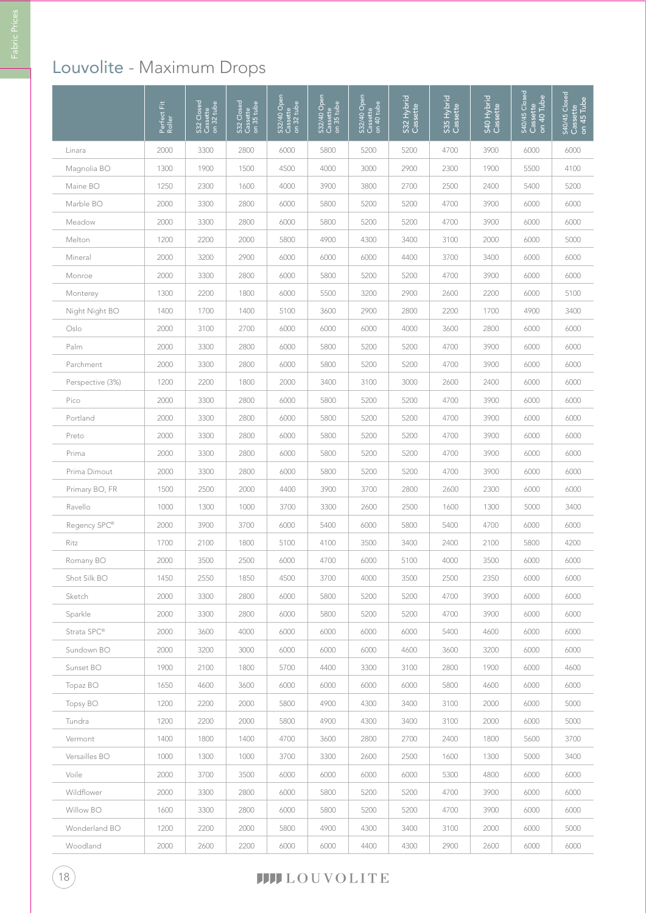# Louvolite - Maximum Drops

| | Perfect Fit Roller | S32 Closed Cassette on 32 tube | S32 Closed Cassette on 35 tube | S32/40 Open Cassette on 32 tube | S32/40 Open Cassette on 35 tube | S32/40 Open Cassette on 40 tube | S32 Hybrid Cassette | S35 Hybrid Cassette | S40 Hybrid Cassette | S40/45 Closed Cassette on 40 Tube | S40/45 Closed Cassette on 45 Tube |
|---|---|---|---|---|---|---|---|---|---|---|---|
| Linara | 2000 | 3300 | 2800 | 6000 | 5800 | 5200 | 5200 | 4700 | 3900 | 6000 | 6000 |
| Magnolia BO | 1300 | 1900 | 1500 | 4500 | 4000 | 3000 | 2900 | 2300 | 1900 | 5500 | 4100 |
| Maine BO | 1250 | 2300 | 1600 | 4000 | 3900 | 3800 | 2700 | 2500 | 2400 | 5400 | 5200 |
| Marble BO | 2000 | 3300 | 2800 | 6000 | 5800 | 5200 | 5200 | 4700 | 3900 | 6000 | 6000 |
| Meadow | 2000 | 3300 | 2800 | 6000 | 5800 | 5200 | 5200 | 4700 | 3900 | 6000 | 6000 |
| Melton | 1200 | 2200 | 2000 | 5800 | 4900 | 4300 | 3400 | 3100 | 2000 | 6000 | 5000 |
| Mineral | 2000 | 3200 | 2900 | 6000 | 6000 | 6000 | 4400 | 3700 | 3400 | 6000 | 6000 |
| Monroe | 2000 | 3300 | 2800 | 6000 | 5800 | 5200 | 5200 | 4700 | 3900 | 6000 | 6000 |
| Monterey | 1300 | 2200 | 1800 | 6000 | 5500 | 3200 | 2900 | 2600 | 2200 | 6000 | 5100 |
| Night Night BO | 1400 | 1700 | 1400 | 5100 | 3600 | 2900 | 2800 | 2200 | 1700 | 4900 | 3400 |
| Oslo | 2000 | 3100 | 2700 | 6000 | 6000 | 6000 | 4000 | 3600 | 2800 | 6000 | 6000 |
| Palm | 2000 | 3300 | 2800 | 6000 | 5800 | 5200 | 5200 | 4700 | 3900 | 6000 | 6000 |
| Parchment | 2000 | 3300 | 2800 | 6000 | 5800 | 5200 | 5200 | 4700 | 3900 | 6000 | 6000 |
| Perspective (3%) | 1200 | 2200 | 1800 | 2000 | 3400 | 3100 | 3000 | 2600 | 2400 | 6000 | 6000 |
| Pico | 2000 | 3300 | 2800 | 6000 | 5800 | 5200 | 5200 | 4700 | 3900 | 6000 | 6000 |
| Portland | 2000 | 3300 | 2800 | 6000 | 5800 | 5200 | 5200 | 4700 | 3900 | 6000 | 6000 |
| Preto | 2000 | 3300 | 2800 | 6000 | 5800 | 5200 | 5200 | 4700 | 3900 | 6000 | 6000 |
| Prima | 2000 | 3300 | 2800 | 6000 | 5800 | 5200 | 5200 | 4700 | 3900 | 6000 | 6000 |
| Prima Dimout | 2000 | 3300 | 2800 | 6000 | 5800 | 5200 | 5200 | 4700 | 3900 | 6000 | 6000 |
| Primary BO, FR | 1500 | 2500 | 2000 | 4400 | 3900 | 3700 | 2800 | 2600 | 2300 | 6000 | 6000 |
| Ravello | 1000 | 1300 | 1000 | 3700 | 3300 | 2600 | 2500 | 1600 | 1300 | 5000 | 3400 |
| Regency SPC® | 2000 | 3900 | 3700 | 6000 | 5400 | 6000 | 5800 | 5400 | 4700 | 6000 | 6000 |
| Ritz | 1700 | 2100 | 1800 | 5100 | 4100 | 3500 | 3400 | 2400 | 2100 | 5800 | 4200 |
| Romany BO | 2000 | 3500 | 2500 | 6000 | 4700 | 6000 | 5100 | 4000 | 3500 | 6000 | 6000 |
| Shot Silk BO | 1450 | 2550 | 1850 | 4500 | 3700 | 4000 | 3500 | 2500 | 2350 | 6000 | 6000 |
| Sketch | 2000 | 3300 | 2800 | 6000 | 5800 | 5200 | 5200 | 4700 | 3900 | 6000 | 6000 |
| Sparkle | 2000 | 3300 | 2800 | 6000 | 5800 | 5200 | 5200 | 4700 | 3900 | 6000 | 6000 |
| Strata SPC® | 2000 | 3600 | 4000 | 6000 | 6000 | 6000 | 6000 | 5400 | 4600 | 6000 | 6000 |
| Sundown BO | 2000 | 3200 | 3000 | 6000 | 6000 | 6000 | 4600 | 3600 | 3200 | 6000 | 6000 |
| Sunset BO | 1900 | 2100 | 1800 | 5700 | 4400 | 3300 | 3100 | 2800 | 1900 | 6000 | 4600 |
| Topaz BO | 1650 | 4600 | 3600 | 6000 | 6000 | 6000 | 6000 | 5800 | 4600 | 6000 | 6000 |
| Topsy BO | 1200 | 2200 | 2000 | 5800 | 4900 | 4300 | 3400 | 3100 | 2000 | 6000 | 5000 |
| Tundra | 1200 | 2200 | 2000 | 5800 | 4900 | 4300 | 3400 | 3100 | 2000 | 6000 | 5000 |
| Vermont | 1400 | 1800 | 1400 | 4700 | 3600 | 2800 | 2700 | 2400 | 1800 | 5600 | 3700 |
| Versailles BO | 1000 | 1300 | 1000 | 3700 | 3300 | 2600 | 2500 | 1600 | 1300 | 5000 | 3400 |
| Voile | 2000 | 3700 | 3500 | 6000 | 6000 | 6000 | 6000 | 5300 | 4800 | 6000 | 6000 |
| Wildflower | 2000 | 3300 | 2800 | 6000 | 5800 | 5200 | 5200 | 4700 | 3900 | 6000 | 6000 |
| Willow BO | 1600 | 3300 | 2800 | 6000 | 5800 | 5200 | 5200 | 4700 | 3900 | 6000 | 6000 |
| Wonderland BO | 1200 | 2200 | 2000 | 5800 | 4900 | 4300 | 3400 | 3100 | 2000 | 6000 | 5000 |
| Woodland | 2000 | 2600 | 2200 | 6000 | 6000 | 4400 | 4300 | 2900 | 2600 | 6000 | 6000 |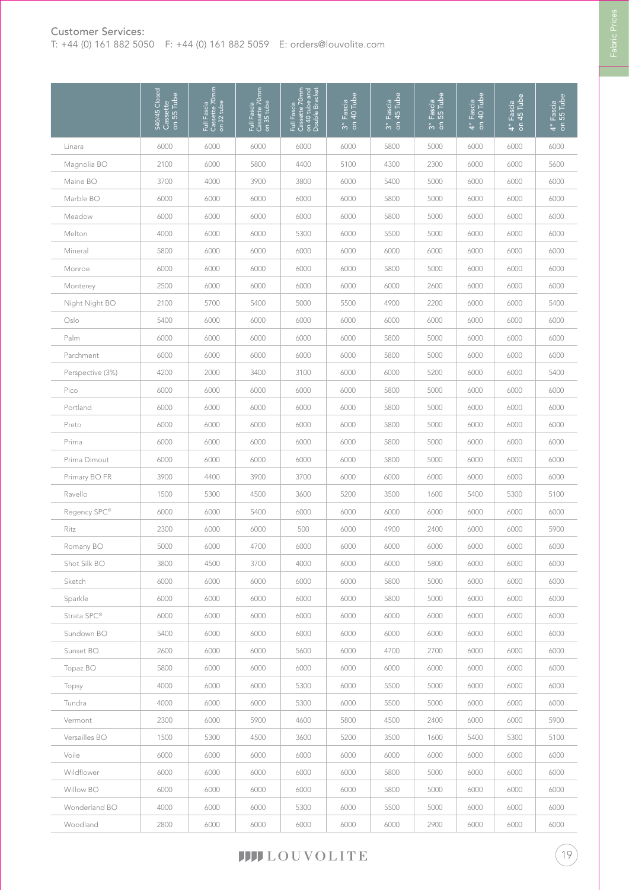Customer Services:
T: +44 (0) 161 882 5050    F: +44 (0) 161 882 5059    E: orders@louvolite.com

| | S40/45 Closed Cassette on 55 Tube | Full Fascia Cassette 70mm on 32 tube | Full Fascia Cassette 70mm on 35 tube | Full Fascia Cassette 70mm on 40 tube and Double Bracket | 3" Fascia on 40 Tube | 3" Fascia on 45 Tube | 3" Fascia on 55 Tube | 4" Fascia on 40 Tube | 4" Fascia on 45 Tube | 4" Fascia on 55 Tube |
|---|---|---|---|---|---|---|---|---|---|---|
| Linara | 6000 | 6000 | 6000 | 6000 | 6000 | 5800 | 5000 | 6000 | 6000 | 6000 |
| Magnolia BO | 2100 | 6000 | 5800 | 4400 | 5100 | 4300 | 2300 | 6000 | 6000 | 5600 |
| Maine BO | 3700 | 4000 | 3900 | 3800 | 6000 | 5400 | 5000 | 6000 | 6000 | 6000 |
| Marble BO | 6000 | 6000 | 6000 | 6000 | 6000 | 5800 | 5000 | 6000 | 6000 | 6000 |
| Meadow | 6000 | 6000 | 6000 | 6000 | 6000 | 5800 | 5000 | 6000 | 6000 | 6000 |
| Melton | 4000 | 6000 | 6000 | 5300 | 6000 | 5500 | 5000 | 6000 | 6000 | 6000 |
| Mineral | 5800 | 6000 | 6000 | 6000 | 6000 | 6000 | 6000 | 6000 | 6000 | 6000 |
| Monroe | 6000 | 6000 | 6000 | 6000 | 6000 | 5800 | 5000 | 6000 | 6000 | 6000 |
| Monterey | 2500 | 6000 | 6000 | 6000 | 6000 | 6000 | 2600 | 6000 | 6000 | 6000 |
| Night Night BO | 2100 | 5700 | 5400 | 5000 | 5500 | 4900 | 2200 | 6000 | 6000 | 5400 |
| Oslo | 5400 | 6000 | 6000 | 6000 | 6000 | 6000 | 6000 | 6000 | 6000 | 6000 |
| Palm | 6000 | 6000 | 6000 | 6000 | 6000 | 5800 | 5000 | 6000 | 6000 | 6000 |
| Parchment | 6000 | 6000 | 6000 | 6000 | 6000 | 5800 | 5000 | 6000 | 6000 | 6000 |
| Perspective (3%) | 4200 | 2000 | 3400 | 3100 | 6000 | 6000 | 5200 | 6000 | 6000 | 5400 |
| Pico | 6000 | 6000 | 6000 | 6000 | 6000 | 5800 | 5000 | 6000 | 6000 | 6000 |
| Portland | 6000 | 6000 | 6000 | 6000 | 6000 | 5800 | 5000 | 6000 | 6000 | 6000 |
| Preto | 6000 | 6000 | 6000 | 6000 | 6000 | 5800 | 5000 | 6000 | 6000 | 6000 |
| Prima | 6000 | 6000 | 6000 | 6000 | 6000 | 5800 | 5000 | 6000 | 6000 | 6000 |
| Prima Dimout | 6000 | 6000 | 6000 | 6000 | 6000 | 5800 | 5000 | 6000 | 6000 | 6000 |
| Primary BO FR | 3900 | 4400 | 3900 | 3700 | 6000 | 6000 | 6000 | 6000 | 6000 | 6000 |
| Ravello | 1500 | 5300 | 4500 | 3600 | 5200 | 3500 | 1600 | 5400 | 5300 | 5100 |
| Regency SPC® | 6000 | 6000 | 5400 | 6000 | 6000 | 6000 | 6000 | 6000 | 6000 | 6000 |
| Ritz | 2300 | 6000 | 6000 | 500 | 6000 | 4900 | 2400 | 6000 | 6000 | 5900 |
| Romany BO | 5000 | 6000 | 4700 | 6000 | 6000 | 6000 | 6000 | 6000 | 6000 | 6000 |
| Shot Silk BO | 3800 | 4500 | 3700 | 4000 | 6000 | 6000 | 5800 | 6000 | 6000 | 6000 |
| Sketch | 6000 | 6000 | 6000 | 6000 | 6000 | 5800 | 5000 | 6000 | 6000 | 6000 |
| Sparkle | 6000 | 6000 | 6000 | 6000 | 6000 | 5800 | 5000 | 6000 | 6000 | 6000 |
| Strata SPC® | 6000 | 6000 | 6000 | 6000 | 6000 | 6000 | 6000 | 6000 | 6000 | 6000 |
| Sundown BO | 5400 | 6000 | 6000 | 6000 | 6000 | 6000 | 6000 | 6000 | 6000 | 6000 |
| Sunset BO | 2600 | 6000 | 6000 | 5600 | 6000 | 4700 | 2700 | 6000 | 6000 | 6000 |
| Topaz BO | 5800 | 6000 | 6000 | 6000 | 6000 | 6000 | 6000 | 6000 | 6000 | 6000 |
| Topsy | 4000 | 6000 | 6000 | 5300 | 6000 | 5500 | 5000 | 6000 | 6000 | 6000 |
| Tundra | 4000 | 6000 | 6000 | 5300 | 6000 | 5500 | 5000 | 6000 | 6000 | 6000 |
| Vermont | 2300 | 6000 | 5900 | 4600 | 5800 | 4500 | 2400 | 6000 | 6000 | 5900 |
| Versailles BO | 1500 | 5300 | 4500 | 3600 | 5200 | 3500 | 1600 | 5400 | 5300 | 5100 |
| Voile | 6000 | 6000 | 6000 | 6000 | 6000 | 6000 | 6000 | 6000 | 6000 | 6000 |
| Wildflower | 6000 | 6000 | 6000 | 6000 | 6000 | 5800 | 5000 | 6000 | 6000 | 6000 |
| Willow BO | 6000 | 6000 | 6000 | 6000 | 6000 | 5800 | 5000 | 6000 | 6000 | 6000 |
| Wonderland BO | 4000 | 6000 | 6000 | 5300 | 6000 | 5500 | 5000 | 6000 | 6000 | 6000 |
| Woodland | 2800 | 6000 | 6000 | 6000 | 6000 | 6000 | 2900 | 6000 | 6000 | 6000 |